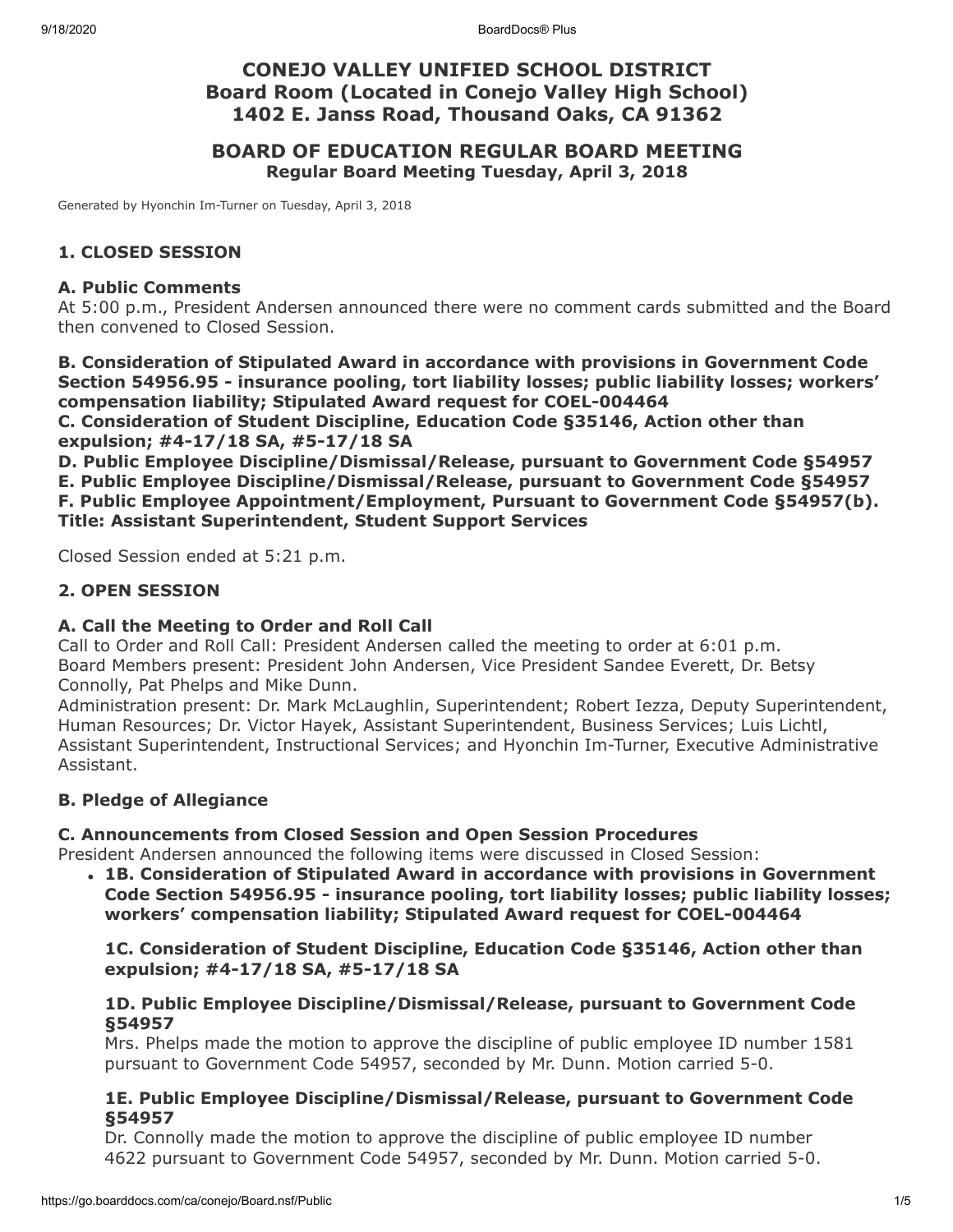# CONEJO VALLEY UNIFIED SCHOOL DISTRICT
## Board Room (Located in Conejo Valley High School)
## 1402 E. Janss Road, Thousand Oaks, CA 91362

## BOARD OF EDUCATION REGULAR BOARD MEETING
### Regular Board Meeting Tuesday, April 3, 2018

Generated by Hyonchin Im-Turner on Tuesday, April 3, 2018

### 1. CLOSED SESSION

**A. Public Comments**

At 5:00 p.m., President Andersen announced there were no comment cards submitted and the Board then convened to Closed Session.

**B. Consideration of Stipulated Award in accordance with provisions in Government Code Section 54956.95 - insurance pooling, tort liability losses; public liability losses; workers' compensation liability; Stipulated Award request for COEL-004464**

**C. Consideration of Student Discipline, Education Code §35146, Action other than expulsion; #4-17/18 SA, #5-17/18 SA**

**D. Public Employee Discipline/Dismissal/Release, pursuant to Government Code §54957**

**E. Public Employee Discipline/Dismissal/Release, pursuant to Government Code §54957**

**F. Public Employee Appointment/Employment, Pursuant to Government Code §54957(b). Title: Assistant Superintendent, Student Support Services**

Closed Session ended at 5:21 p.m.

### 2. OPEN SESSION

**A. Call the Meeting to Order and Roll Call**

Call to Order and Roll Call: President Andersen called the meeting to order at 6:01 p.m.
Board Members present: President John Andersen, Vice President Sandee Everett, Dr. Betsy Connolly, Pat Phelps and Mike Dunn.
Administration present: Dr. Mark McLaughlin, Superintendent; Robert Iezza, Deputy Superintendent, Human Resources; Dr. Victor Hayek, Assistant Superintendent, Business Services; Luis Lichtl, Assistant Superintendent, Instructional Services; and Hyonchin Im-Turner, Executive Administrative Assistant.

**B. Pledge of Allegiance**

**C. Announcements from Closed Session and Open Session Procedures**

President Andersen announced the following items were discussed in Closed Session:

- **1B. Consideration of Stipulated Award in accordance with provisions in Government Code Section 54956.95 - insurance pooling, tort liability losses; public liability losses; workers' compensation liability; Stipulated Award request for COEL-004464**

  **1C. Consideration of Student Discipline, Education Code §35146, Action other than expulsion; #4-17/18 SA, #5-17/18 SA**

  **1D. Public Employee Discipline/Dismissal/Release, pursuant to Government Code §54957**

  Mrs. Phelps made the motion to approve the discipline of public employee ID number 1581 pursuant to Government Code 54957, seconded by Mr. Dunn. Motion carried 5-0.

  **1E. Public Employee Discipline/Dismissal/Release, pursuant to Government Code §54957**

  Dr. Connolly made the motion to approve the discipline of public employee ID number 4622 pursuant to Government Code 54957, seconded by Mr. Dunn. Motion carried 5-0.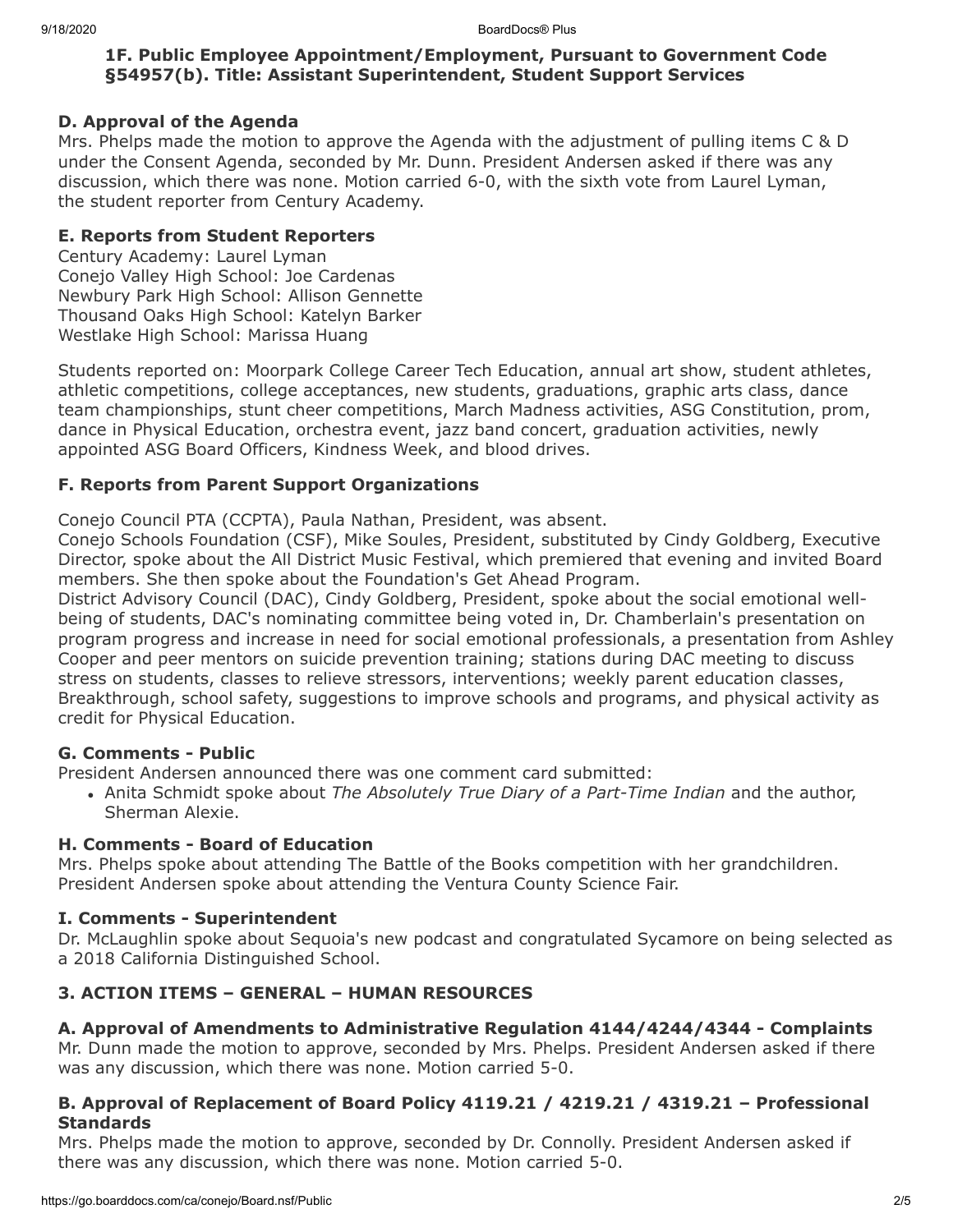**1F. Public Employee Appointment/Employment, Pursuant to Government Code §54957(b). Title: Assistant Superintendent, Student Support Services**

### D. Approval of the Agenda

Mrs. Phelps made the motion to approve the Agenda with the adjustment of pulling items C & D under the Consent Agenda, seconded by Mr. Dunn. President Andersen asked if there was any discussion, which there was none. Motion carried 6-0, with the sixth vote from Laurel Lyman, the student reporter from Century Academy.

### E. Reports from Student Reporters

Century Academy: Laurel Lyman
Conejo Valley High School: Joe Cardenas
Newbury Park High School: Allison Gennette
Thousand Oaks High School: Katelyn Barker
Westlake High School: Marissa Huang

Students reported on: Moorpark College Career Tech Education, annual art show, student athletes, athletic competitions, college acceptances, new students, graduations, graphic arts class, dance team championships, stunt cheer competitions, March Madness activities, ASG Constitution, prom, dance in Physical Education, orchestra event, jazz band concert, graduation activities, newly appointed ASG Board Officers, Kindness Week, and blood drives.

### F. Reports from Parent Support Organizations

Conejo Council PTA (CCPTA), Paula Nathan, President, was absent.
Conejo Schools Foundation (CSF), Mike Soules, President, substituted by Cindy Goldberg, Executive Director, spoke about the All District Music Festival, which premiered that evening and invited Board members. She then spoke about the Foundation's Get Ahead Program.
District Advisory Council (DAC), Cindy Goldberg, President, spoke about the social emotional well-being of students, DAC's nominating committee being voted in, Dr. Chamberlain's presentation on program progress and increase in need for social emotional professionals, a presentation from Ashley Cooper and peer mentors on suicide prevention training; stations during DAC meeting to discuss stress on students, classes to relieve stressors, interventions; weekly parent education classes, Breakthrough, school safety, suggestions to improve schools and programs, and physical activity as credit for Physical Education.

### G. Comments - Public

President Andersen announced there was one comment card submitted:

- Anita Schmidt spoke about *The Absolutely True Diary of a Part-Time Indian* and the author, Sherman Alexie.

### H. Comments - Board of Education

Mrs. Phelps spoke about attending The Battle of the Books competition with her grandchildren.
President Andersen spoke about attending the Ventura County Science Fair.

### I. Comments - Superintendent

Dr. McLaughlin spoke about Sequoia's new podcast and congratulated Sycamore on being selected as a 2018 California Distinguished School.

## 3. ACTION ITEMS – GENERAL – HUMAN RESOURCES

### A. Approval of Amendments to Administrative Regulation 4144/4244/4344 - Complaints

Mr. Dunn made the motion to approve, seconded by Mrs. Phelps. President Andersen asked if there was any discussion, which there was none. Motion carried 5-0.

### B. Approval of Replacement of Board Policy 4119.21 / 4219.21 / 4319.21 – Professional Standards

Mrs. Phelps made the motion to approve, seconded by Dr. Connolly. President Andersen asked if there was any discussion, which there was none. Motion carried 5-0.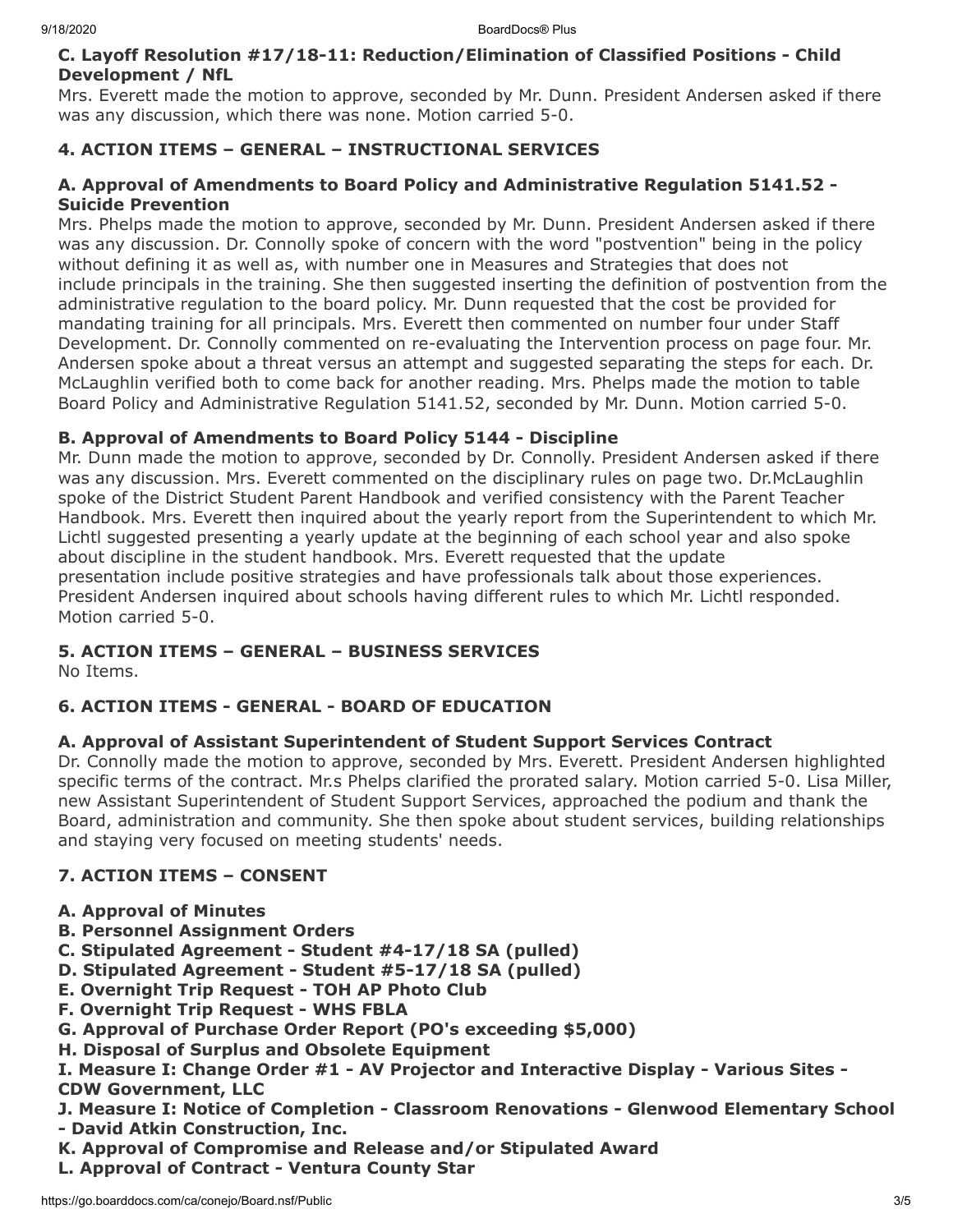### C. Layoff Resolution #17/18-11: Reduction/Elimination of Classified Positions - Child Development / NfL

Mrs. Everett made the motion to approve, seconded by Mr. Dunn. President Andersen asked if there was any discussion, which there was none. Motion carried 5-0.

## 4. ACTION ITEMS – GENERAL – INSTRUCTIONAL SERVICES

### A. Approval of Amendments to Board Policy and Administrative Regulation 5141.52 - Suicide Prevention

Mrs. Phelps made the motion to approve, seconded by Mr. Dunn. President Andersen asked if there was any discussion. Dr. Connolly spoke of concern with the word "postvention" being in the policy without defining it as well as, with number one in Measures and Strategies that does not include principals in the training. She then suggested inserting the definition of postvention from the administrative regulation to the board policy. Mr. Dunn requested that the cost be provided for mandating training for all principals. Mrs. Everett then commented on number four under Staff Development. Dr. Connolly commented on re-evaluating the Intervention process on page four. Mr. Andersen spoke about a threat versus an attempt and suggested separating the steps for each. Dr. McLaughlin verified both to come back for another reading. Mrs. Phelps made the motion to table Board Policy and Administrative Regulation 5141.52, seconded by Mr. Dunn. Motion carried 5-0.

### B. Approval of Amendments to Board Policy 5144 - Discipline

Mr. Dunn made the motion to approve, seconded by Dr. Connolly. President Andersen asked if there was any discussion. Mrs. Everett commented on the disciplinary rules on page two. Dr.McLaughlin spoke of the District Student Parent Handbook and verified consistency with the Parent Teacher Handbook. Mrs. Everett then inquired about the yearly report from the Superintendent to which Mr. Lichtl suggested presenting a yearly update at the beginning of each school year and also spoke about discipline in the student handbook. Mrs. Everett requested that the update presentation include positive strategies and have professionals talk about those experiences. President Andersen inquired about schools having different rules to which Mr. Lichtl responded. Motion carried 5-0.

## 5. ACTION ITEMS – GENERAL – BUSINESS SERVICES

No Items.

## 6. ACTION ITEMS - GENERAL - BOARD OF EDUCATION

### A. Approval of Assistant Superintendent of Student Support Services Contract

Dr. Connolly made the motion to approve, seconded by Mrs. Everett. President Andersen highlighted specific terms of the contract. Mr.s Phelps clarified the prorated salary. Motion carried 5-0. Lisa Miller, new Assistant Superintendent of Student Support Services, approached the podium and thank the Board, administration and community. She then spoke about student services, building relationships and staying very focused on meeting students' needs.

## 7. ACTION ITEMS – CONSENT

**A. Approval of Minutes**
**B. Personnel Assignment Orders**
**C. Stipulated Agreement - Student #4-17/18 SA (pulled)**
**D. Stipulated Agreement - Student #5-17/18 SA (pulled)**
**E. Overnight Trip Request - TOH AP Photo Club**
**F. Overnight Trip Request - WHS FBLA**
**G. Approval of Purchase Order Report (PO's exceeding $5,000)**
**H. Disposal of Surplus and Obsolete Equipment**
**I. Measure I: Change Order #1 - AV Projector and Interactive Display - Various Sites - CDW Government, LLC**
**J. Measure I: Notice of Completion - Classroom Renovations - Glenwood Elementary School - David Atkin Construction, Inc.**
**K. Approval of Compromise and Release and/or Stipulated Award**
**L. Approval of Contract - Ventura County Star**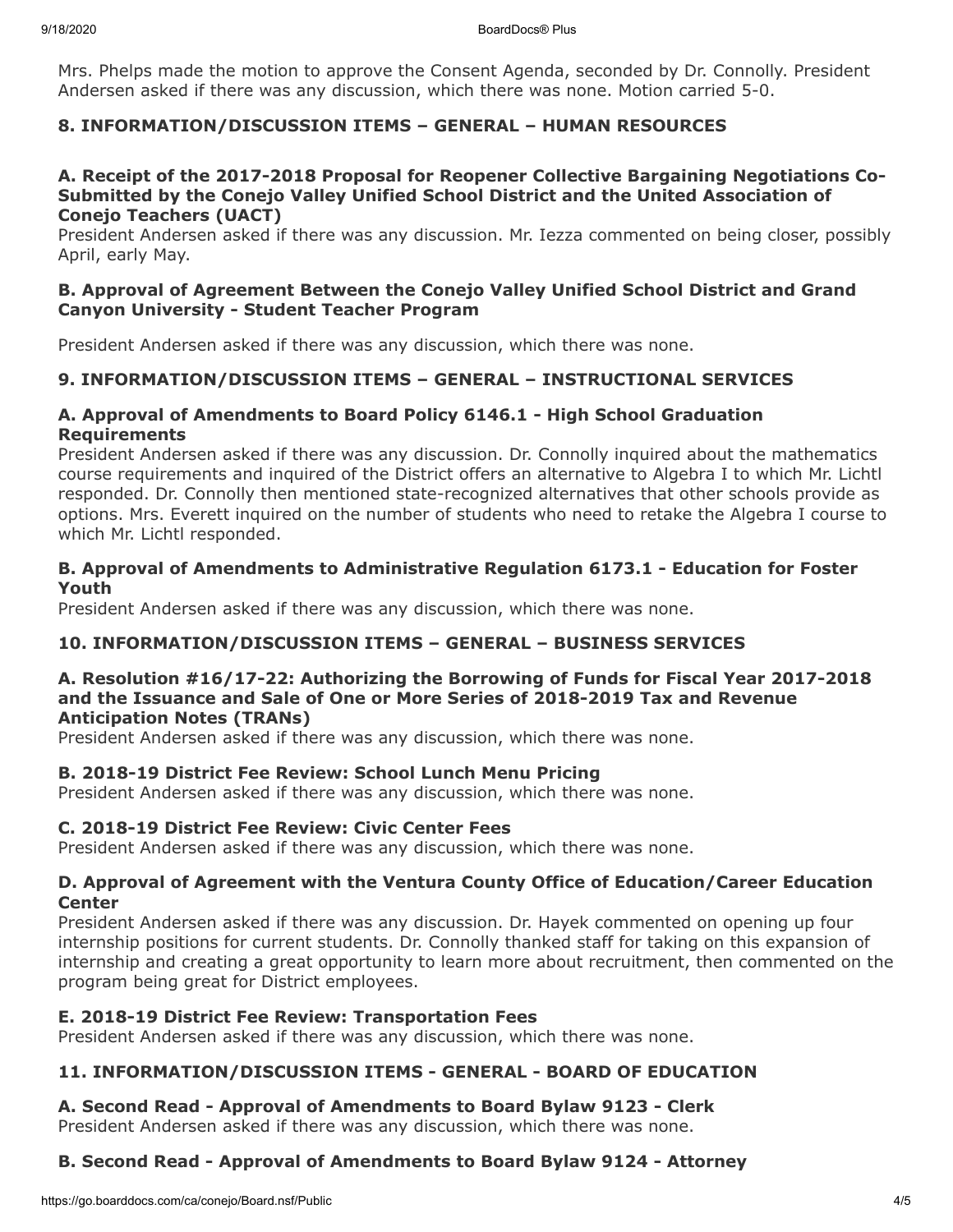Mrs. Phelps made the motion to approve the Consent Agenda, seconded by Dr. Connolly. President Andersen asked if there was any discussion, which there was none. Motion carried 5-0.

## 8. INFORMATION/DISCUSSION ITEMS – GENERAL – HUMAN RESOURCES

### A. Receipt of the 2017-2018 Proposal for Reopener Collective Bargaining Negotiations Co-Submitted by the Conejo Valley Unified School District and the United Association of Conejo Teachers (UACT)

President Andersen asked if there was any discussion. Mr. Iezza commented on being closer, possibly April, early May.

### B. Approval of Agreement Between the Conejo Valley Unified School District and Grand Canyon University - Student Teacher Program

President Andersen asked if there was any discussion, which there was none.

## 9. INFORMATION/DISCUSSION ITEMS – GENERAL – INSTRUCTIONAL SERVICES

### A. Approval of Amendments to Board Policy 6146.1 - High School Graduation Requirements

President Andersen asked if there was any discussion. Dr. Connolly inquired about the mathematics course requirements and inquired of the District offers an alternative to Algebra I to which Mr. Lichtl responded. Dr. Connolly then mentioned state-recognized alternatives that other schools provide as options. Mrs. Everett inquired on the number of students who need to retake the Algebra I course to which Mr. Lichtl responded.

### B. Approval of Amendments to Administrative Regulation 6173.1 - Education for Foster Youth

President Andersen asked if there was any discussion, which there was none.

## 10. INFORMATION/DISCUSSION ITEMS – GENERAL – BUSINESS SERVICES

### A. Resolution #16/17-22: Authorizing the Borrowing of Funds for Fiscal Year 2017-2018 and the Issuance and Sale of One or More Series of 2018-2019 Tax and Revenue Anticipation Notes (TRANs)

President Andersen asked if there was any discussion, which there was none.

### B. 2018-19 District Fee Review: School Lunch Menu Pricing

President Andersen asked if there was any discussion, which there was none.

### C. 2018-19 District Fee Review: Civic Center Fees

President Andersen asked if there was any discussion, which there was none.

### D. Approval of Agreement with the Ventura County Office of Education/Career Education Center

President Andersen asked if there was any discussion. Dr. Hayek commented on opening up four internship positions for current students. Dr. Connolly thanked staff for taking on this expansion of internship and creating a great opportunity to learn more about recruitment, then commented on the program being great for District employees.

### E. 2018-19 District Fee Review: Transportation Fees

President Andersen asked if there was any discussion, which there was none.

## 11. INFORMATION/DISCUSSION ITEMS - GENERAL - BOARD OF EDUCATION

### A. Second Read - Approval of Amendments to Board Bylaw 9123 - Clerk

President Andersen asked if there was any discussion, which there was none.

### B. Second Read - Approval of Amendments to Board Bylaw 9124 - Attorney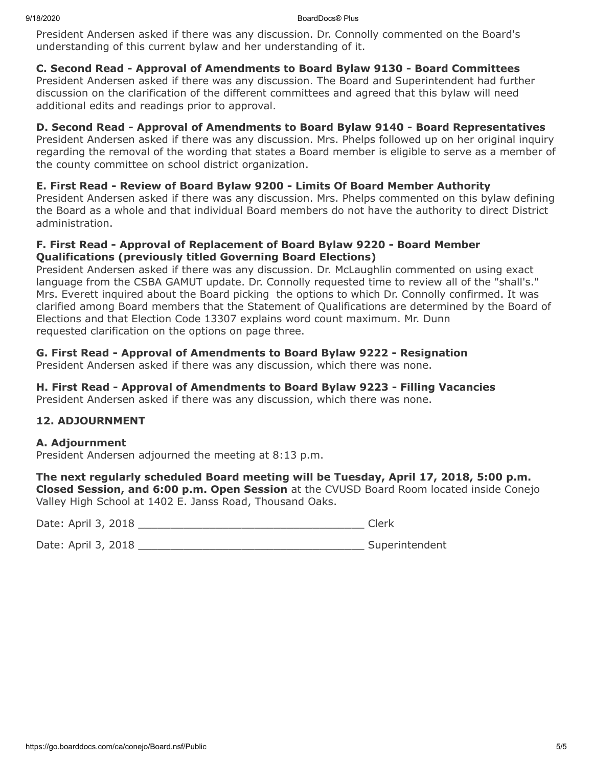President Andersen asked if there was any discussion. Dr. Connolly commented on the Board's understanding of this current bylaw and her understanding of it.

**C. Second Read - Approval of Amendments to Board Bylaw 9130 - Board Committees**
President Andersen asked if there was any discussion. The Board and Superintendent had further discussion on the clarification of the different committees and agreed that this bylaw will need additional edits and readings prior to approval.

**D. Second Read - Approval of Amendments to Board Bylaw 9140 - Board Representatives**
President Andersen asked if there was any discussion. Mrs. Phelps followed up on her original inquiry regarding the removal of the wording that states a Board member is eligible to serve as a member of the county committee on school district organization.

**E. First Read - Review of Board Bylaw 9200 - Limits Of Board Member Authority**
President Andersen asked if there was any discussion. Mrs. Phelps commented on this bylaw defining the Board as a whole and that individual Board members do not have the authority to direct District administration.

**F. First Read - Approval of Replacement of Board Bylaw 9220 - Board Member Qualifications (previously titled Governing Board Elections)**
President Andersen asked if there was any discussion. Dr. McLaughlin commented on using exact language from the CSBA GAMUT update. Dr. Connolly requested time to review all of the "shall's." Mrs. Everett inquired about the Board picking the options to which Dr. Connolly confirmed. It was clarified among Board members that the Statement of Qualifications are determined by the Board of Elections and that Election Code 13307 explains word count maximum. Mr. Dunn requested clarification on the options on page three.

**G. First Read - Approval of Amendments to Board Bylaw 9222 - Resignation**
President Andersen asked if there was any discussion, which there was none.

**H. First Read - Approval of Amendments to Board Bylaw 9223 - Filling Vacancies**
President Andersen asked if there was any discussion, which there was none.

**12. ADJOURNMENT**

**A. Adjournment**
President Andersen adjourned the meeting at 8:13 p.m.

**The next regularly scheduled Board meeting will be Tuesday, April 17, 2018, 5:00 p.m. Closed Session, and 6:00 p.m. Open Session** at the CVUSD Board Room located inside Conejo Valley High School at 1402 E. Janss Road, Thousand Oaks.

Date: April 3, 2018 ___________________________________ Clerk

Date: April 3, 2018 ___________________________________ Superintendent